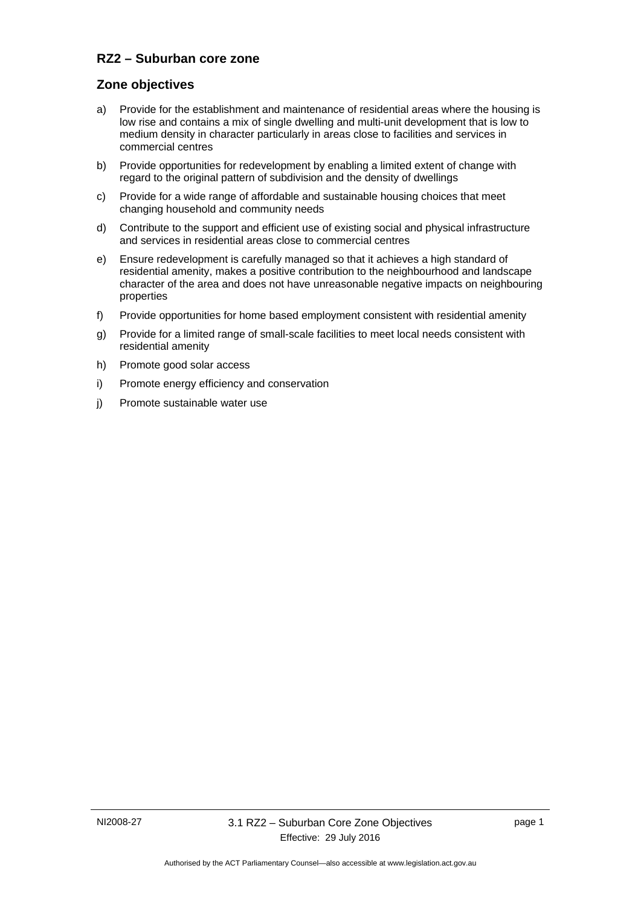## RZ2 – Suburban core zone

### Zone objectives

a) Provide for the establishment and maintenance of residential areas where the housing is low rise and contains a mix of single dwelling and multi-unit development that is low to medium density in character particularly in areas close to facilities and services in commercial centres

b) Provide opportunities for redevelopment by enabling a limited extent of change with regard to the original pattern of subdivision and the density of dwellings

c) Provide for a wide range of affordable and sustainable housing choices that meet changing household and community needs

d) Contribute to the support and efficient use of existing social and physical infrastructure and services in residential areas close to commercial centres

e) Ensure redevelopment is carefully managed so that it achieves a high standard of residential amenity, makes a positive contribution to the neighbourhood and landscape character of the area and does not have unreasonable negative impacts on neighbouring properties

f) Provide opportunities for home based employment consistent with residential amenity

g) Provide for a limited range of small-scale facilities to meet local needs consistent with residential amenity

h) Promote good solar access

i) Promote energy efficiency and conservation

j) Promote sustainable water use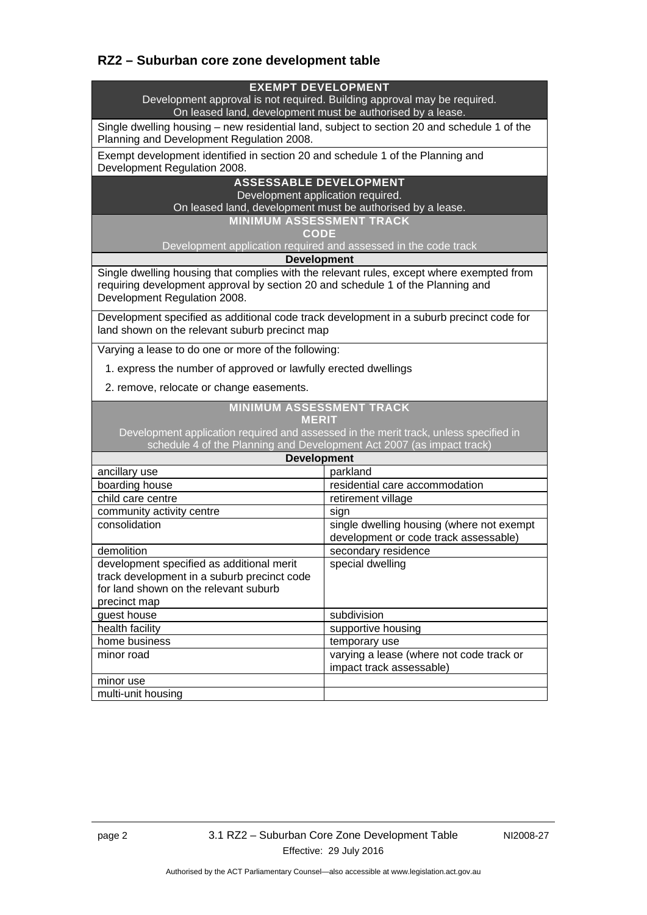## RZ2 – Suburban core zone development table

| **EXEMPT DEVELOPMENT**<br>Development approval is not required. Building approval may be required.<br>On leased land, development must be authorised by a lease. | |
|---|---|
| Single dwelling housing – new residential land, subject to section 20 and schedule 1 of the Planning and Development Regulation 2008. | |
| Exempt development identified in section 20 and schedule 1 of the Planning and Development Regulation 2008. | |
| **ASSESSABLE DEVELOPMENT**<br>Development application required.<br>On leased land, development must be authorised by a lease. | |
| **MINIMUM ASSESSMENT TRACK**<br>**CODE**<br>Development application required and assessed in the code track | |
| **Development** | |
| Single dwelling housing that complies with the relevant rules, except where exempted from requiring development approval by section 20 and schedule 1 of the Planning and Development Regulation 2008. | |
| Development specified as additional code track development in a suburb precinct code for land shown on the relevant suburb precinct map | |
| Varying a lease to do one or more of the following:<br>1. express the number of approved or lawfully erected dwellings<br>2. remove, relocate or change easements. | |
| **MINIMUM ASSESSMENT TRACK**<br>**MERIT**<br>Development application required and assessed in the merit track, unless specified in schedule 4 of the Planning and Development Act 2007 (as impact track) | |
| **Development** | |
| ancillary use | parkland |
| boarding house | residential care accommodation |
| child care centre | retirement village |
| community activity centre | sign |
| consolidation | single dwelling housing (where not exempt development or code track assessable) |
| demolition | secondary residence |
| development specified as additional merit track development in a suburb precinct code for land shown on the relevant suburb precinct map | special dwelling |
| guest house | subdivision |
| health facility | supportive housing |
| home business | temporary use |
| minor road | varying a lease (where not code track or impact track assessable) |
| minor use | |
| multi-unit housing | |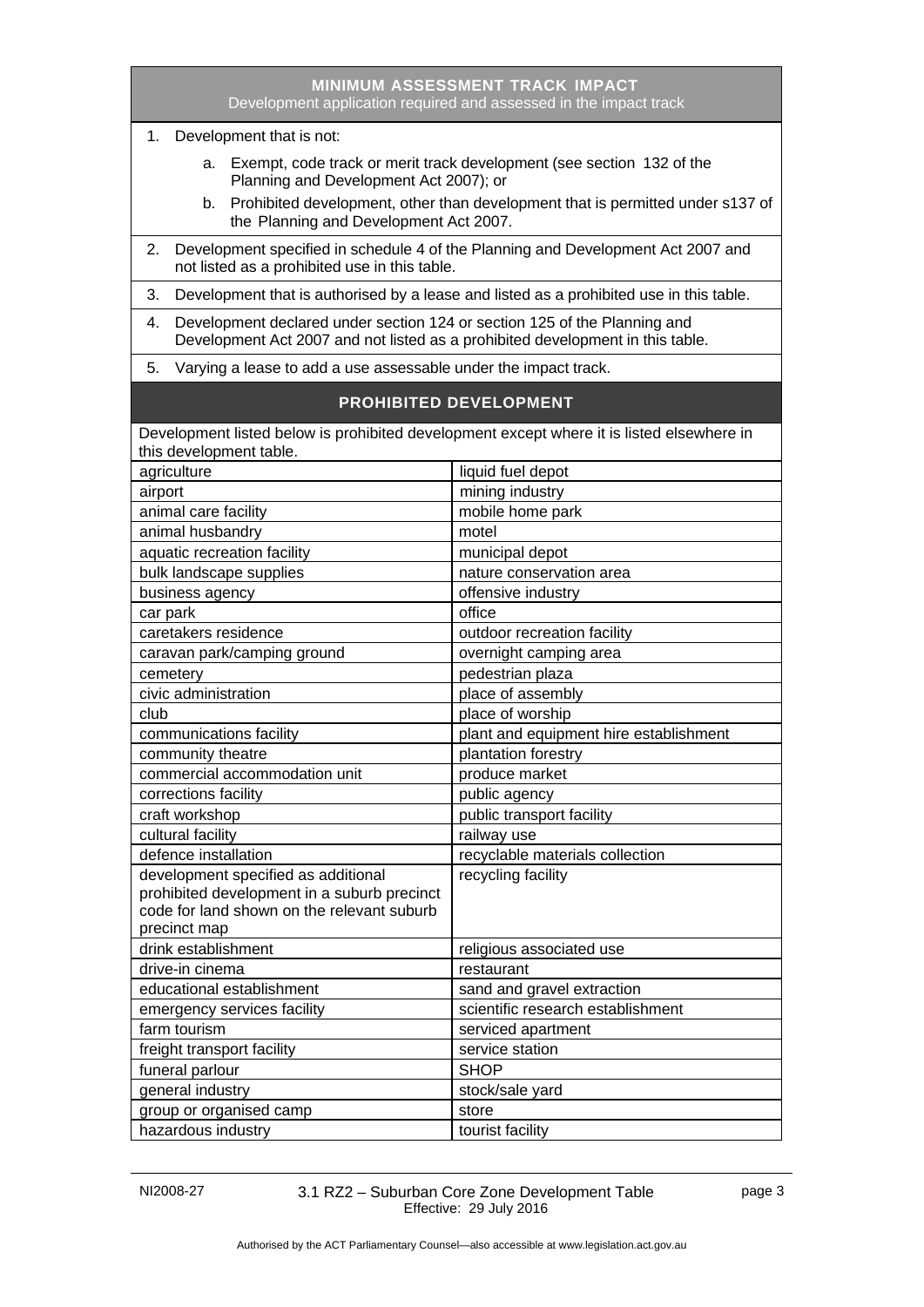## MINIMUM ASSESSMENT TRACK IMPACT

Development application required and assessed in the impact track

1. Development that is not:
   a. Exempt, code track or merit track development (see section 132 of the Planning and Development Act 2007); or
   b. Prohibited development, other than development that is permitted under s137 of the Planning and Development Act 2007.
2. Development specified in schedule 4 of the Planning and Development Act 2007 and not listed as a prohibited use in this table.
3. Development that is authorised by a lease and listed as a prohibited use in this table.
4. Development declared under section 124 or section 125 of the Planning and Development Act 2007 and not listed as a prohibited development in this table.
5. Varying a lease to add a use assessable under the impact track.

## PROHIBITED DEVELOPMENT

Development listed below is prohibited development except where it is listed elsewhere in this development table.

| | |
|---|---|
| agriculture | liquid fuel depot |
| airport | mining industry |
| animal care facility | mobile home park |
| animal husbandry | motel |
| aquatic recreation facility | municipal depot |
| bulk landscape supplies | nature conservation area |
| business agency | offensive industry |
| car park | office |
| caretakers residence | outdoor recreation facility |
| caravan park/camping ground | overnight camping area |
| cemetery | pedestrian plaza |
| civic administration | place of assembly |
| club | place of worship |
| communications facility | plant and equipment hire establishment |
| community theatre | plantation forestry |
| commercial accommodation unit | produce market |
| corrections facility | public agency |
| craft workshop | public transport facility |
| cultural facility | railway use |
| defence installation | recyclable materials collection |
| development specified as additional prohibited development in a suburb precinct code for land shown on the relevant suburb precinct map | recycling facility |
| drink establishment | religious associated use |
| drive-in cinema | restaurant |
| educational establishment | sand and gravel extraction |
| emergency services facility | scientific research establishment |
| farm tourism | serviced apartment |
| freight transport facility | service station |
| funeral parlour | SHOP |
| general industry | stock/sale yard |
| group or organised camp | store |
| hazardous industry | tourist facility |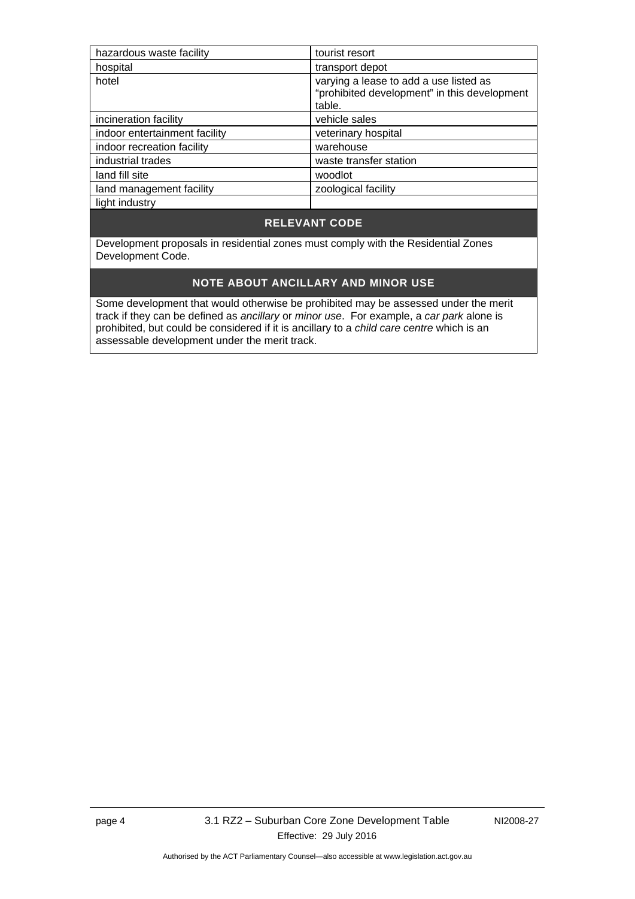| | |
|---|---|
| hazardous waste facility | tourist resort |
| hospital | transport depot |
| hotel | varying a lease to add a use listed as "prohibited development" in this development table. |
| incineration facility | vehicle sales |
| indoor entertainment facility | veterinary hospital |
| indoor recreation facility | warehouse |
| industrial trades | waste transfer station |
| land fill site | woodlot |
| land management facility | zoological facility |
| light industry | |

## RELEVANT CODE

Development proposals in residential zones must comply with the Residential Zones Development Code.

## NOTE ABOUT ANCILLARY AND MINOR USE

Some development that would otherwise be prohibited may be assessed under the merit track if they can be defined as *ancillary* or *minor use*. For example, a *car park* alone is prohibited, but could be considered if it is ancillary to a *child care centre* which is an assessable development under the merit track.